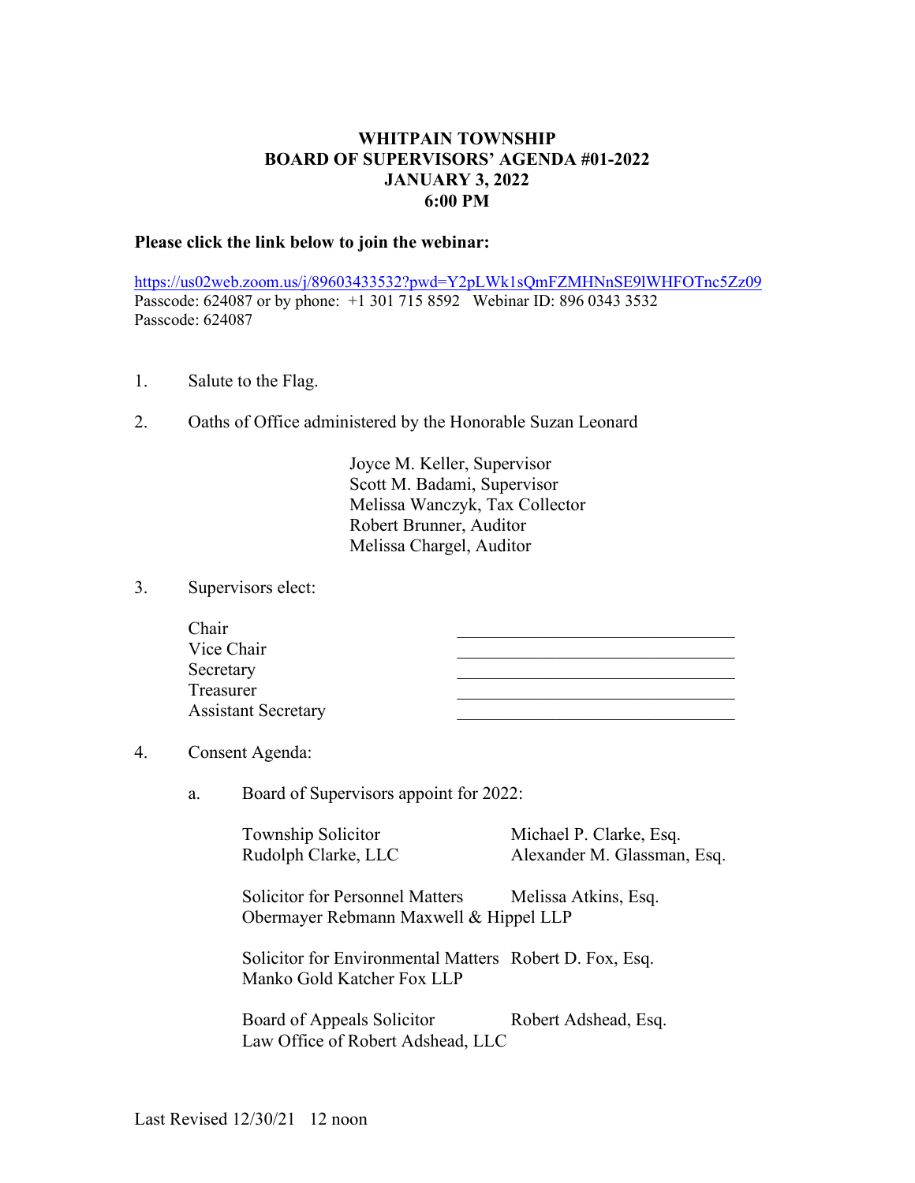# WHITPAIN TOWNSHIP
# BOARD OF SUPERVISORS' AGENDA #01-2022
# JANUARY 3, 2022
# 6:00 PM

**Please click the link below to join the webinar:**

https://us02web.zoom.us/j/89603433532?pwd=Y2pLWk1sQmFZMHNnSE9lWHFOTnc5Zz09
Passcode: 624087 or by phone: +1 301 715 8592 Webinar ID: 896 0343 3532
Passcode: 624087

1. Salute to the Flag.

2. Oaths of Office administered by the Honorable Suzan Leonard

   Joyce M. Keller, Supervisor
   Scott M. Badami, Supervisor
   Melissa Wanczyk, Tax Collector
   Robert Brunner, Auditor
   Melissa Chargel, Auditor

3. Supervisors elect:

   Chair ________________________________
   Vice Chair ________________________________
   Secretary ________________________________
   Treasurer ________________________________
   Assistant Secretary ________________________________

4. Consent Agenda:

   a. Board of Supervisors appoint for 2022:

      Township Solicitor — Michael P. Clarke, Esq.
      Rudolph Clarke, LLC — Alexander M. Glassman, Esq.

      Solicitor for Personnel Matters — Melissa Atkins, Esq.
      Obermayer Rebmann Maxwell & Hippel LLP

      Solicitor for Environmental Matters — Robert D. Fox, Esq.
      Manko Gold Katcher Fox LLP

      Board of Appeals Solicitor — Robert Adshead, Esq.
      Law Office of Robert Adshead, LLC

Last Revised 12/30/21 12 noon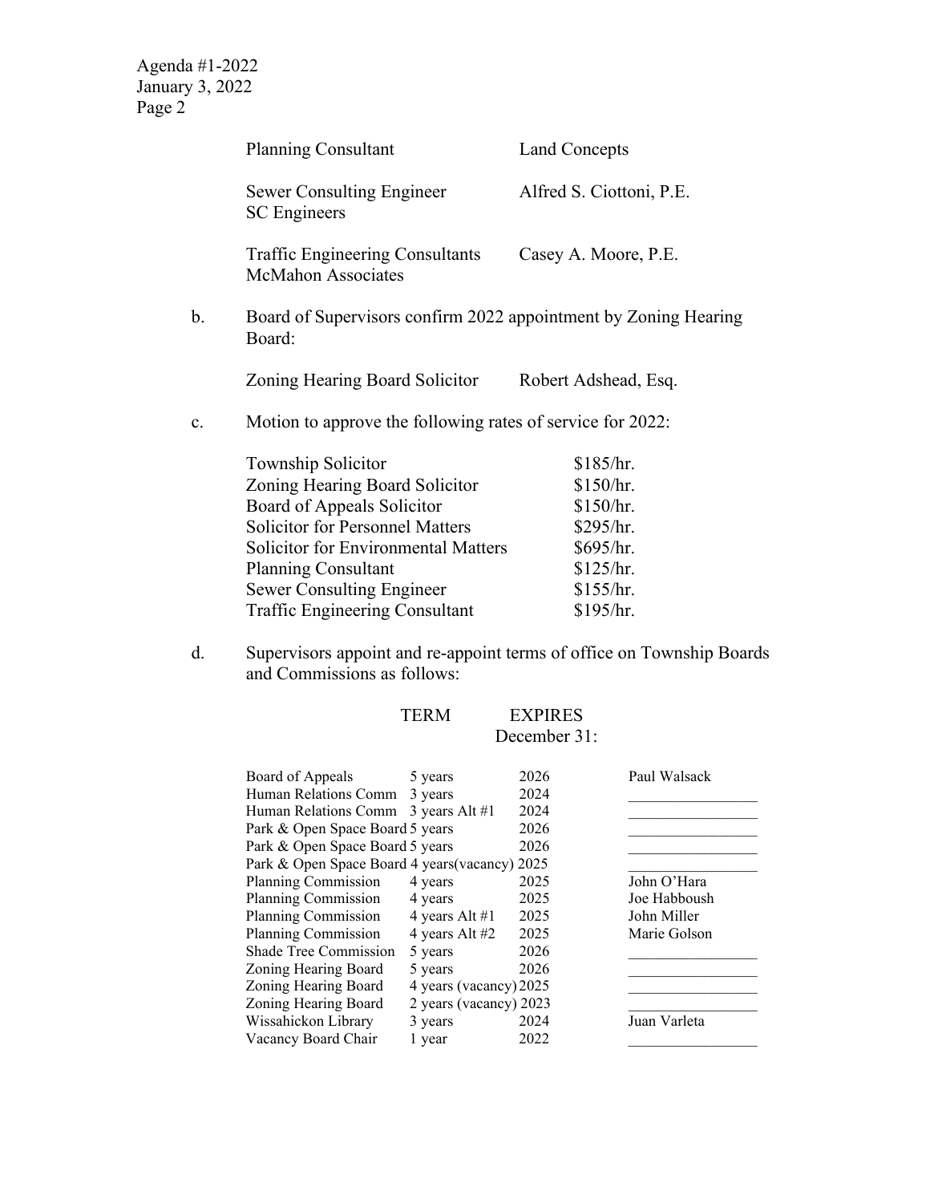| | |
|---|---|
| Planning Consultant | Land Concepts |
| Sewer Consulting Engineer SC Engineers | Alfred S. Ciottoni, P.E. |
| Traffic Engineering Consultants McMahon Associates | Casey A. Moore, P.E. |

b. Board of Supervisors confirm 2022 appointment by Zoning Hearing Board:

| | |
|---|---|
| Zoning Hearing Board Solicitor | Robert Adshead, Esq. |

c. Motion to approve the following rates of service for 2022:

| | |
|---|---|
| Township Solicitor | $185/hr. |
| Zoning Hearing Board Solicitor | $150/hr. |
| Board of Appeals Solicitor | $150/hr. |
| Solicitor for Personnel Matters | $295/hr. |
| Solicitor for Environmental Matters | $695/hr. |
| Planning Consultant | $125/hr. |
| Sewer Consulting Engineer | $155/hr. |
| Traffic Engineering Consultant | $195/hr. |

d. Supervisors appoint and re-appoint terms of office on Township Boards and Commissions as follows:

| | TERM | EXPIRES December 31: | |
|---|---|---|---|
| Board of Appeals | 5 years | 2026 | Paul Walsack |
| Human Relations Comm | 3 years | 2024 | ________________ |
| Human Relations Comm | 3 years Alt #1 | 2024 | ________________ |
| Park & Open Space Board | 5 years | 2026 | ________________ |
| Park & Open Space Board | 5 years | 2026 | ________________ |
| Park & Open Space Board | 4 years(vacancy) | 2025 | ________________ |
| Planning Commission | 4 years | 2025 | John O'Hara |
| Planning Commission | 4 years | 2025 | Joe Habboush |
| Planning Commission | 4 years Alt #1 | 2025 | John Miller |
| Planning Commission | 4 years Alt #2 | 2025 | Marie Golson |
| Shade Tree Commission | 5 years | 2026 | ________________ |
| Zoning Hearing Board | 5 years | 2026 | ________________ |
| Zoning Hearing Board | 4 years (vacancy) | 2025 | ________________ |
| Zoning Hearing Board | 2 years (vacancy) | 2023 | ________________ |
| Wissahickon Library | 3 years | 2024 | Juan Varleta |
| Vacancy Board Chair | 1 year | 2022 | ________________ |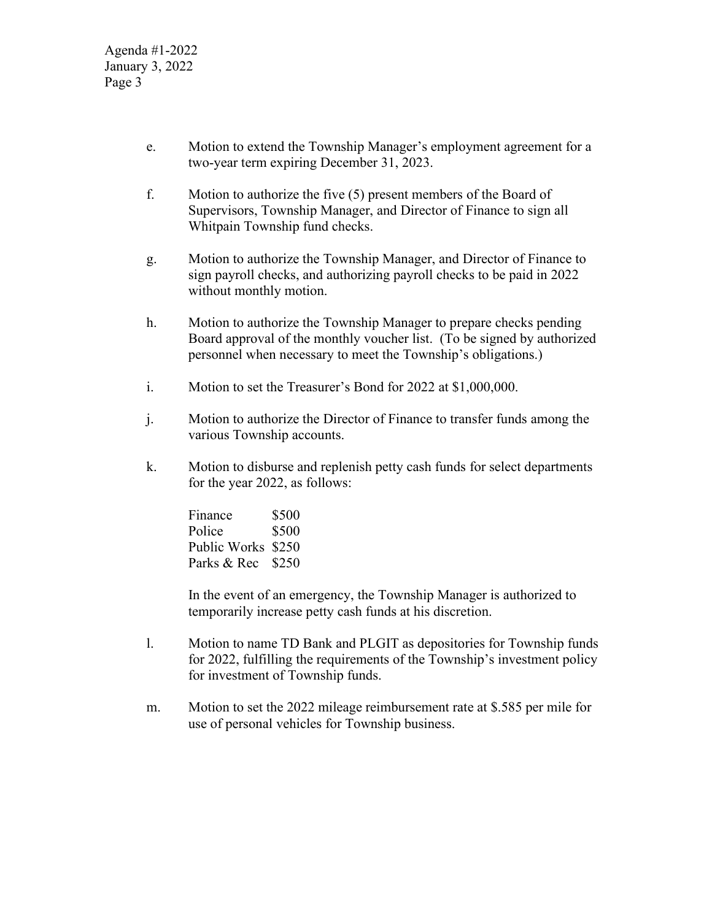e. Motion to extend the Township Manager's employment agreement for a two-year term expiring December 31, 2023.

f. Motion to authorize the five (5) present members of the Board of Supervisors, Township Manager, and Director of Finance to sign all Whitpain Township fund checks.

g. Motion to authorize the Township Manager, and Director of Finance to sign payroll checks, and authorizing payroll checks to be paid in 2022 without monthly motion.

h. Motion to authorize the Township Manager to prepare checks pending Board approval of the monthly voucher list. (To be signed by authorized personnel when necessary to meet the Township's obligations.)

i. Motion to set the Treasurer's Bond for 2022 at $1,000,000.

j. Motion to authorize the Director of Finance to transfer funds among the various Township accounts.

k. Motion to disburse and replenish petty cash funds for select departments for the year 2022, as follows:

| | |
|---|---|
| Finance | $500 |
| Police | $500 |
| Public Works | $250 |
| Parks & Rec | $250 |

In the event of an emergency, the Township Manager is authorized to temporarily increase petty cash funds at his discretion.

l. Motion to name TD Bank and PLGIT as depositories for Township funds for 2022, fulfilling the requirements of the Township's investment policy for investment of Township funds.

m. Motion to set the 2022 mileage reimbursement rate at $.585 per mile for use of personal vehicles for Township business.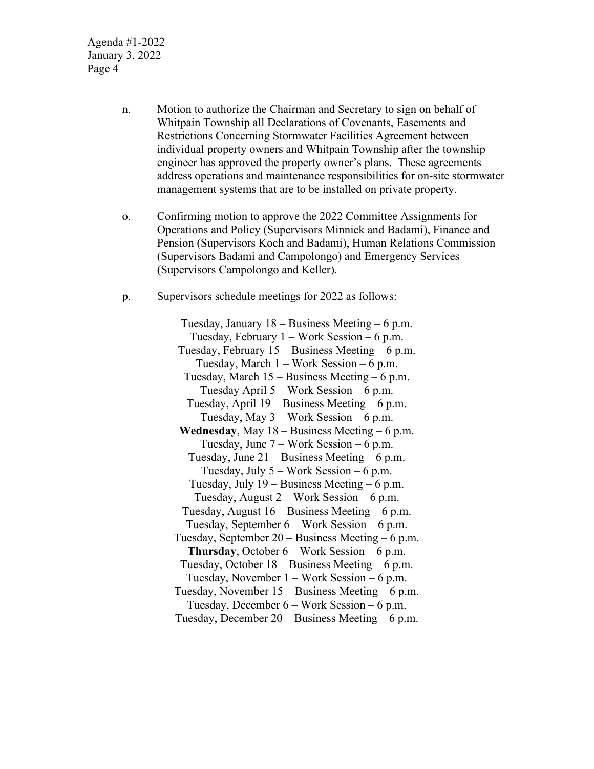n. Motion to authorize the Chairman and Secretary to sign on behalf of Whitpain Township all Declarations of Covenants, Easements and Restrictions Concerning Stormwater Facilities Agreement between individual property owners and Whitpain Township after the township engineer has approved the property owner's plans. These agreements address operations and maintenance responsibilities for on-site stormwater management systems that are to be installed on private property.

o. Confirming motion to approve the 2022 Committee Assignments for Operations and Policy (Supervisors Minnick and Badami), Finance and Pension (Supervisors Koch and Badami), Human Relations Commission (Supervisors Badami and Campolongo) and Emergency Services (Supervisors Campolongo and Keller).

p. Supervisors schedule meetings for 2022 as follows:

Tuesday, January 18 – Business Meeting – 6 p.m.
Tuesday, February 1 – Work Session – 6 p.m.
Tuesday, February 15 – Business Meeting – 6 p.m.
Tuesday, March 1 – Work Session – 6 p.m.
Tuesday, March 15 – Business Meeting – 6 p.m.
Tuesday April 5 – Work Session – 6 p.m.
Tuesday, April 19 – Business Meeting – 6 p.m.
Tuesday, May 3 – Work Session – 6 p.m.
**Wednesday**, May 18 – Business Meeting – 6 p.m.
Tuesday, June 7 – Work Session – 6 p.m.
Tuesday, June 21 – Business Meeting – 6 p.m.
Tuesday, July 5 – Work Session – 6 p.m.
Tuesday, July 19 – Business Meeting – 6 p.m.
Tuesday, August 2 – Work Session – 6 p.m.
Tuesday, August 16 – Business Meeting – 6 p.m.
Tuesday, September 6 – Work Session – 6 p.m.
Tuesday, September 20 – Business Meeting – 6 p.m.
**Thursday**, October 6 – Work Session – 6 p.m.
Tuesday, October 18 – Business Meeting – 6 p.m.
Tuesday, November 1 – Work Session – 6 p.m.
Tuesday, November 15 – Business Meeting – 6 p.m.
Tuesday, December 6 – Work Session – 6 p.m.
Tuesday, December 20 – Business Meeting – 6 p.m.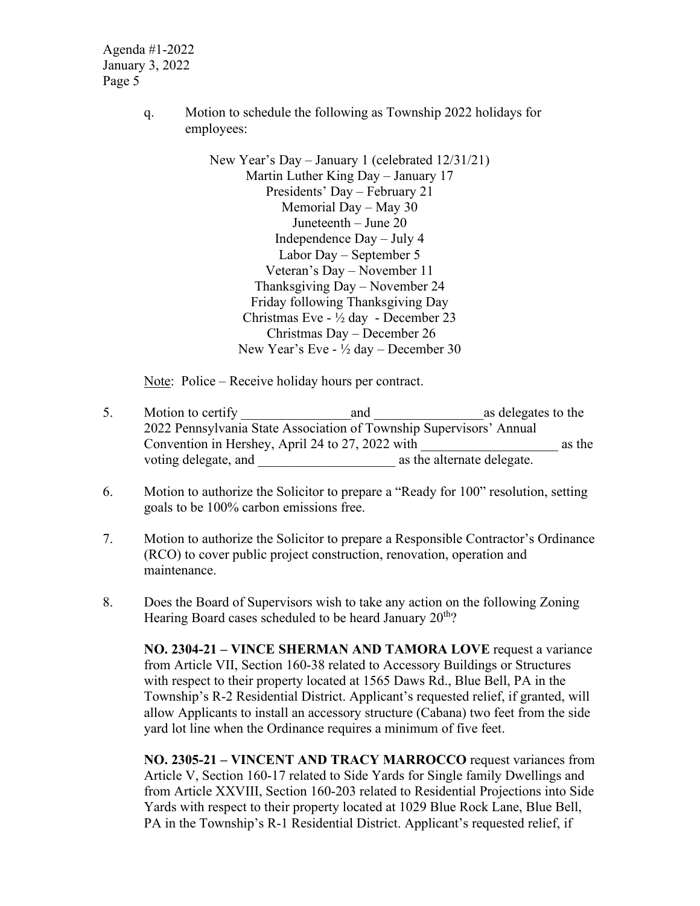q. Motion to schedule the following as Township 2022 holidays for employees:

New Year's Day – January 1 (celebrated 12/31/21)
Martin Luther King Day – January 17
Presidents' Day – February 21
Memorial Day – May 30
Juneteenth – June 20
Independence Day – July 4
Labor Day – September 5
Veteran's Day – November 11
Thanksgiving Day – November 24
Friday following Thanksgiving Day
Christmas Eve - ½ day - December 23
Christmas Day – December 26
New Year's Eve - ½ day – December 30

Note: Police – Receive holiday hours per contract.

5. Motion to certify ________________and ________________as delegates to the 2022 Pennsylvania State Association of Township Supervisors' Annual Convention in Hershey, April 24 to 27, 2022 with ____________________ as the voting delegate, and ____________________ as the alternate delegate.

6. Motion to authorize the Solicitor to prepare a "Ready for 100" resolution, setting goals to be 100% carbon emissions free.

7. Motion to authorize the Solicitor to prepare a Responsible Contractor's Ordinance (RCO) to cover public project construction, renovation, operation and maintenance.

8. Does the Board of Supervisors wish to take any action on the following Zoning Hearing Board cases scheduled to be heard January 20th?

**NO. 2304-21 – VINCE SHERMAN AND TAMORA LOVE** request a variance from Article VII, Section 160-38 related to Accessory Buildings or Structures with respect to their property located at 1565 Daws Rd., Blue Bell, PA in the Township's R-2 Residential District. Applicant's requested relief, if granted, will allow Applicants to install an accessory structure (Cabana) two feet from the side yard lot line when the Ordinance requires a minimum of five feet.

**NO. 2305-21 – VINCENT AND TRACY MARROCCO** request variances from Article V, Section 160-17 related to Side Yards for Single family Dwellings and from Article XXVIII, Section 160-203 related to Residential Projections into Side Yards with respect to their property located at 1029 Blue Rock Lane, Blue Bell, PA in the Township's R-1 Residential District. Applicant's requested relief, if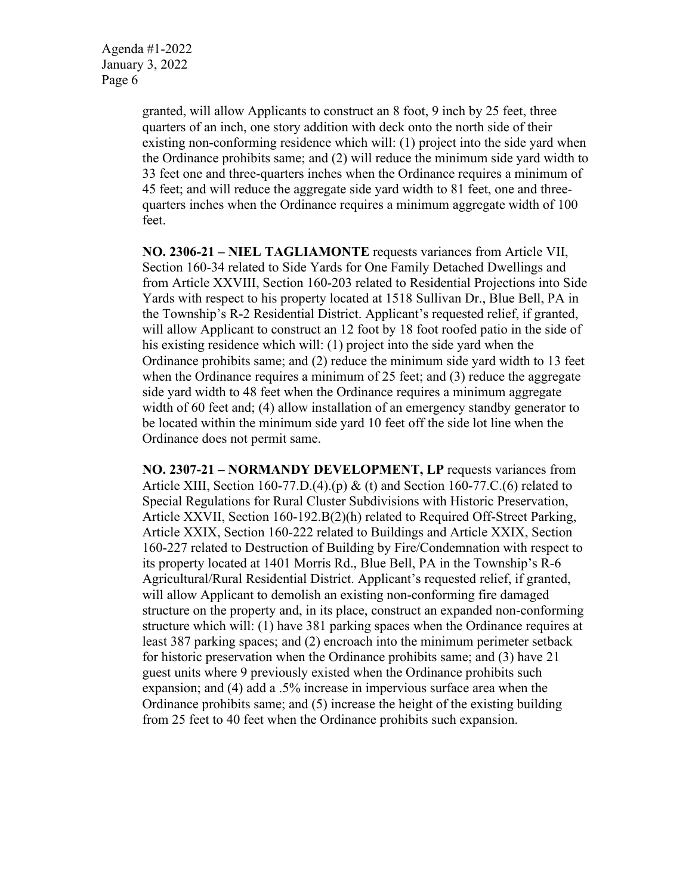granted, will allow Applicants to construct an 8 foot, 9 inch by 25 feet, three quarters of an inch, one story addition with deck onto the north side of their existing non-conforming residence which will: (1) project into the side yard when the Ordinance prohibits same; and (2) will reduce the minimum side yard width to 33 feet one and three-quarters inches when the Ordinance requires a minimum of 45 feet; and will reduce the aggregate side yard width to 81 feet, one and three-quarters inches when the Ordinance requires a minimum aggregate width of 100 feet.

**NO. 2306-21 – NIEL TAGLIAMONTE** requests variances from Article VII, Section 160-34 related to Side Yards for One Family Detached Dwellings and from Article XXVIII, Section 160-203 related to Residential Projections into Side Yards with respect to his property located at 1518 Sullivan Dr., Blue Bell, PA in the Township's R-2 Residential District. Applicant's requested relief, if granted, will allow Applicant to construct an 12 foot by 18 foot roofed patio in the side of his existing residence which will: (1) project into the side yard when the Ordinance prohibits same; and (2) reduce the minimum side yard width to 13 feet when the Ordinance requires a minimum of 25 feet; and (3) reduce the aggregate side yard width to 48 feet when the Ordinance requires a minimum aggregate width of 60 feet and; (4) allow installation of an emergency standby generator to be located within the minimum side yard 10 feet off the side lot line when the Ordinance does not permit same.

**NO. 2307-21 – NORMANDY DEVELOPMENT, LP** requests variances from Article XIII, Section 160-77.D.(4).(p) & (t) and Section 160-77.C.(6) related to Special Regulations for Rural Cluster Subdivisions with Historic Preservation, Article XXVII, Section 160-192.B(2)(h) related to Required Off-Street Parking, Article XXIX, Section 160-222 related to Buildings and Article XXIX, Section 160-227 related to Destruction of Building by Fire/Condemnation with respect to its property located at 1401 Morris Rd., Blue Bell, PA in the Township's R-6 Agricultural/Rural Residential District. Applicant's requested relief, if granted, will allow Applicant to demolish an existing non-conforming fire damaged structure on the property and, in its place, construct an expanded non-conforming structure which will: (1) have 381 parking spaces when the Ordinance requires at least 387 parking spaces; and (2) encroach into the minimum perimeter setback for historic preservation when the Ordinance prohibits same; and (3) have 21 guest units where 9 previously existed when the Ordinance prohibits such expansion; and (4) add a .5% increase in impervious surface area when the Ordinance prohibits same; and (5) increase the height of the existing building from 25 feet to 40 feet when the Ordinance prohibits such expansion.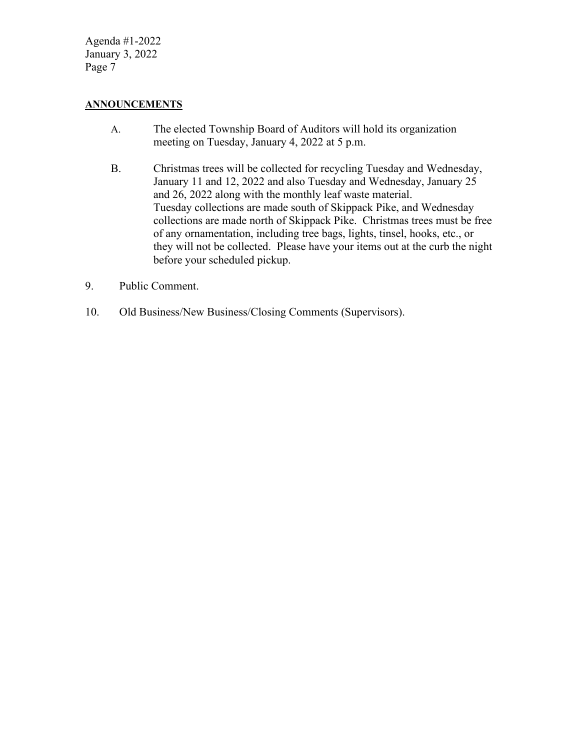**ANNOUNCEMENTS**

A. The elected Township Board of Auditors will hold its organization meeting on Tuesday, January 4, 2022 at 5 p.m.

B. Christmas trees will be collected for recycling Tuesday and Wednesday, January 11 and 12, 2022 and also Tuesday and Wednesday, January 25 and 26, 2022 along with the monthly leaf waste material. Tuesday collections are made south of Skippack Pike, and Wednesday collections are made north of Skippack Pike. Christmas trees must be free of any ornamentation, including tree bags, lights, tinsel, hooks, etc., or they will not be collected. Please have your items out at the curb the night before your scheduled pickup.

9. Public Comment.

10. Old Business/New Business/Closing Comments (Supervisors).